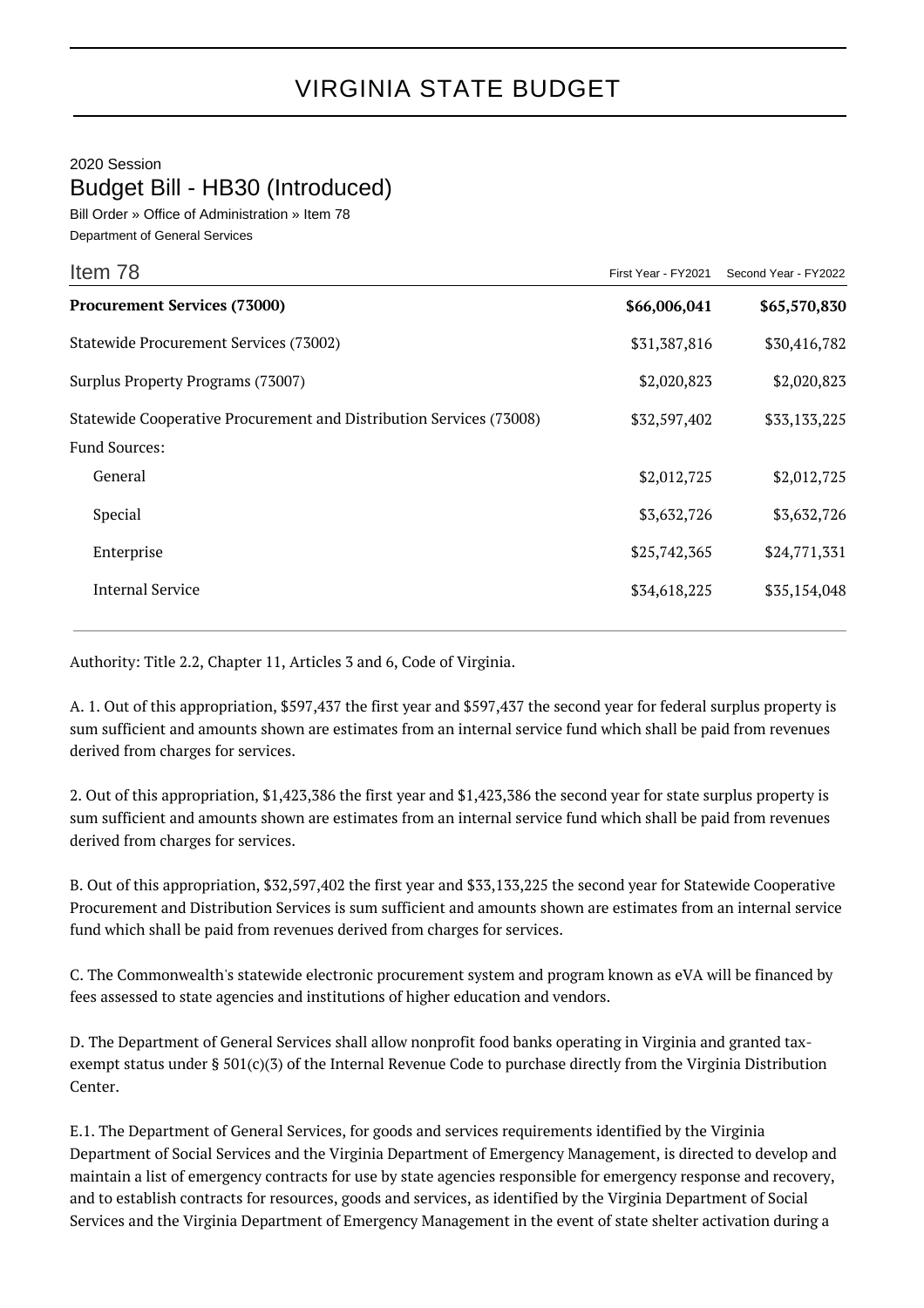# VIRGINIA STATE BUDGET

2020 Session

## Budget Bill - HB30 (Introduced)

Bill Order » Office of Administration » Item 78

Department of General Services

| Item 78 | First Year - FY2021 | Second Year - FY2022 |
|---|---|---|
| **Procurement Services (73000)** | **$66,006,041** | **$65,570,830** |
| Statewide Procurement Services (73002) | $31,387,816 | $30,416,782 |
| Surplus Property Programs (73007) | $2,020,823 | $2,020,823 |
| Statewide Cooperative Procurement and Distribution Services (73008) | $32,597,402 | $33,133,225 |
| Fund Sources: | | |
| General | $2,012,725 | $2,012,725 |
| Special | $3,632,726 | $3,632,726 |
| Enterprise | $25,742,365 | $24,771,331 |
| Internal Service | $34,618,225 | $35,154,048 |

Authority: Title 2.2, Chapter 11, Articles 3 and 6, Code of Virginia.

A. 1. Out of this appropriation, $597,437 the first year and $597,437 the second year for federal surplus property is sum sufficient and amounts shown are estimates from an internal service fund which shall be paid from revenues derived from charges for services.

2. Out of this appropriation, $1,423,386 the first year and $1,423,386 the second year for state surplus property is sum sufficient and amounts shown are estimates from an internal service fund which shall be paid from revenues derived from charges for services.

B. Out of this appropriation, $32,597,402 the first year and $33,133,225 the second year for Statewide Cooperative Procurement and Distribution Services is sum sufficient and amounts shown are estimates from an internal service fund which shall be paid from revenues derived from charges for services.

C. The Commonwealth's statewide electronic procurement system and program known as eVA will be financed by fees assessed to state agencies and institutions of higher education and vendors.

D. The Department of General Services shall allow nonprofit food banks operating in Virginia and granted tax-exempt status under § 501(c)(3) of the Internal Revenue Code to purchase directly from the Virginia Distribution Center.

E.1. The Department of General Services, for goods and services requirements identified by the Virginia Department of Social Services and the Virginia Department of Emergency Management, is directed to develop and maintain a list of emergency contracts for use by state agencies responsible for emergency response and recovery, and to establish contracts for resources, goods and services, as identified by the Virginia Department of Social Services and the Virginia Department of Emergency Management in the event of state shelter activation during a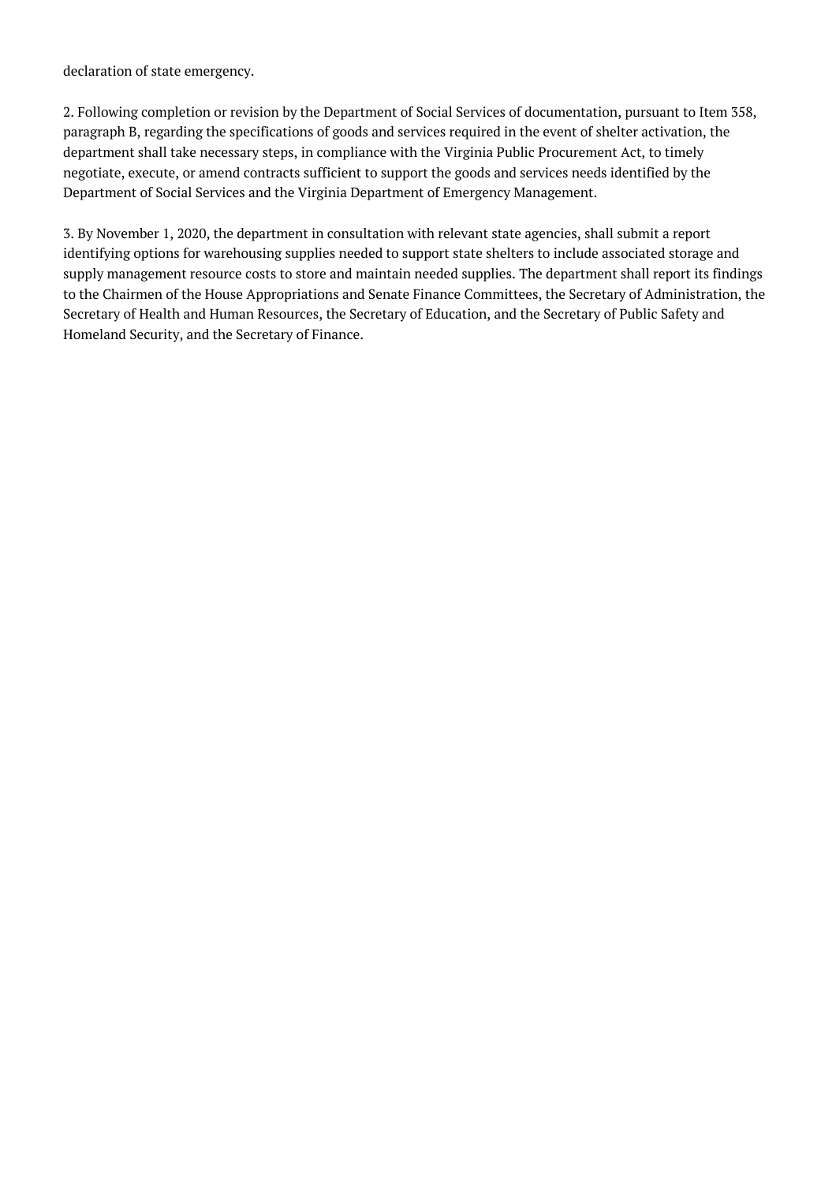declaration of state emergency.

2. Following completion or revision by the Department of Social Services of documentation, pursuant to Item 358, paragraph B, regarding the specifications of goods and services required in the event of shelter activation, the department shall take necessary steps, in compliance with the Virginia Public Procurement Act, to timely negotiate, execute, or amend contracts sufficient to support the goods and services needs identified by the Department of Social Services and the Virginia Department of Emergency Management.

3. By November 1, 2020, the department in consultation with relevant state agencies, shall submit a report identifying options for warehousing supplies needed to support state shelters to include associated storage and supply management resource costs to store and maintain needed supplies. The department shall report its findings to the Chairmen of the House Appropriations and Senate Finance Committees, the Secretary of Administration, the Secretary of Health and Human Resources, the Secretary of Education, and the Secretary of Public Safety and Homeland Security, and the Secretary of Finance.